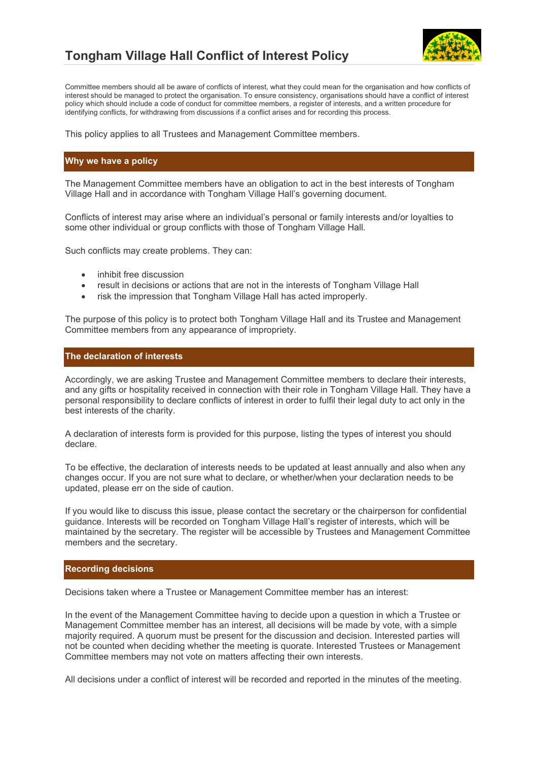# Tongham Village Hall Conflict of Interest Policy

Committee members should all be aware of conflicts of interest, what they could mean for the organisation and how conflicts of interest should be managed to protect the organisation. To ensure consistency, organisations should have a conflict of interest policy which should include a code of conduct for committee members, a register of interests, and a written procedure for identifying conflicts, for withdrawing from discussions if a conflict arises and for recording this process.

This policy applies to all Trustees and Management Committee members.

## Why we have a policy

The Management Committee members have an obligation to act in the best interests of Tongham Village Hall and in accordance with Tongham Village Hall's governing document.

Conflicts of interest may arise where an individual's personal or family interests and/or loyalties to some other individual or group conflicts with those of Tongham Village Hall.

Such conflicts may create problems. They can:

- inhibit free discussion
- result in decisions or actions that are not in the interests of Tongham Village Hall
- risk the impression that Tongham Village Hall has acted improperly.

The purpose of this policy is to protect both Tongham Village Hall and its Trustee and Management Committee members from any appearance of impropriety.

## The declaration of interests

Accordingly, we are asking Trustee and Management Committee members to declare their interests, and any gifts or hospitality received in connection with their role in Tongham Village Hall. They have a personal responsibility to declare conflicts of interest in order to fulfil their legal duty to act only in the best interests of the charity.

A declaration of interests form is provided for this purpose, listing the types of interest you should declare.

To be effective, the declaration of interests needs to be updated at least annually and also when any changes occur. If you are not sure what to declare, or whether/when your declaration needs to be updated, please err on the side of caution.

If you would like to discuss this issue, please contact the secretary or the chairperson for confidential guidance. Interests will be recorded on Tongham Village Hall's register of interests, which will be maintained by the secretary. The register will be accessible by Trustees and Management Committee members and the secretary.

## Recording decisions

Decisions taken where a Trustee or Management Committee member has an interest:

In the event of the Management Committee having to decide upon a question in which a Trustee or Management Committee member has an interest, all decisions will be made by vote, with a simple majority required. A quorum must be present for the discussion and decision. Interested parties will not be counted when deciding whether the meeting is quorate. Interested Trustees or Management Committee members may not vote on matters affecting their own interests.

All decisions under a conflict of interest will be recorded and reported in the minutes of the meeting.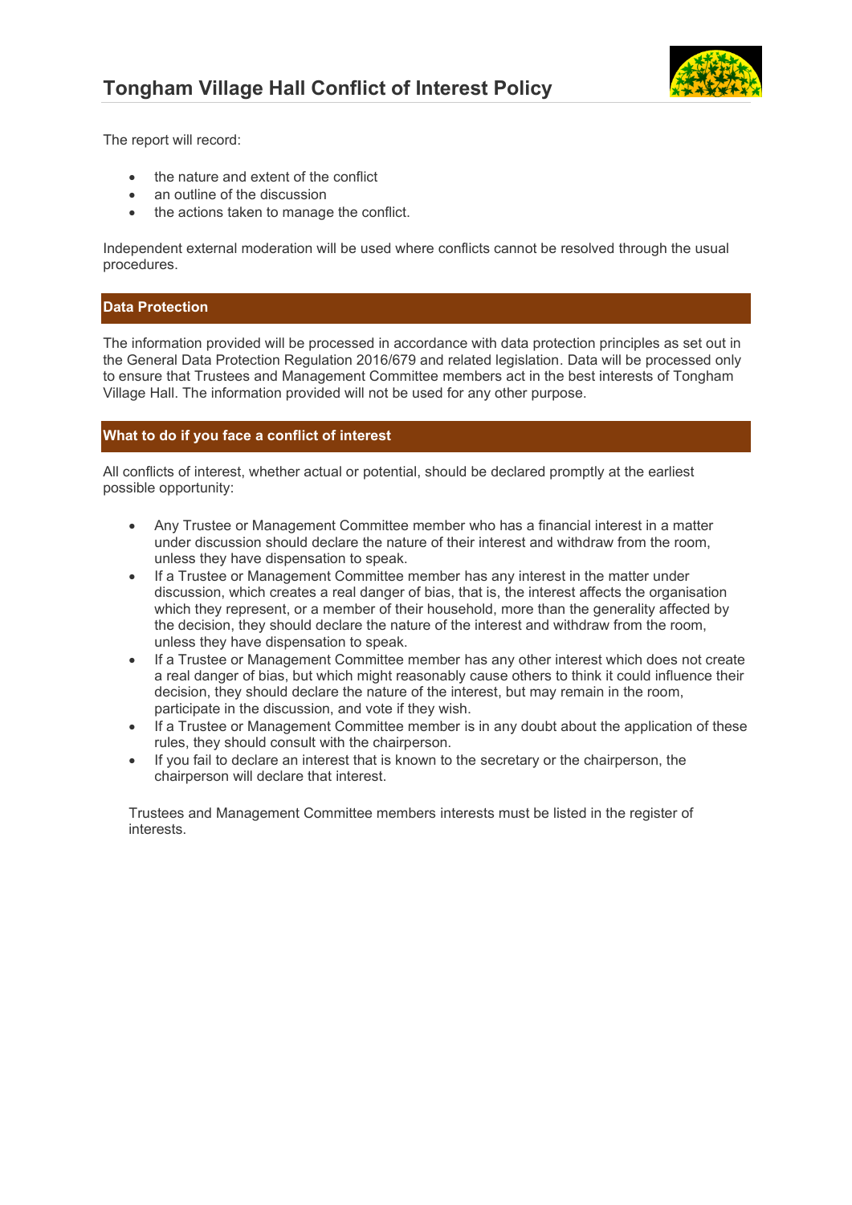The report will record:

- the nature and extent of the conflict
- an outline of the discussion
- the actions taken to manage the conflict.

Independent external moderation will be used where conflicts cannot be resolved through the usual procedures.

## Data Protection

The information provided will be processed in accordance with data protection principles as set out in the General Data Protection Regulation 2016/679 and related legislation. Data will be processed only to ensure that Trustees and Management Committee members act in the best interests of Tongham Village Hall. The information provided will not be used for any other purpose.

## What to do if you face a conflict of interest

All conflicts of interest, whether actual or potential, should be declared promptly at the earliest possible opportunity:

- Any Trustee or Management Committee member who has a financial interest in a matter under discussion should declare the nature of their interest and withdraw from the room, unless they have dispensation to speak.
- If a Trustee or Management Committee member has any interest in the matter under discussion, which creates a real danger of bias, that is, the interest affects the organisation which they represent, or a member of their household, more than the generality affected by the decision, they should declare the nature of the interest and withdraw from the room, unless they have dispensation to speak.
- If a Trustee or Management Committee member has any other interest which does not create a real danger of bias, but which might reasonably cause others to think it could influence their decision, they should declare the nature of the interest, but may remain in the room, participate in the discussion, and vote if they wish.
- If a Trustee or Management Committee member is in any doubt about the application of these rules, they should consult with the chairperson.
- If you fail to declare an interest that is known to the secretary or the chairperson, the chairperson will declare that interest.

Trustees and Management Committee members interests must be listed in the register of interests.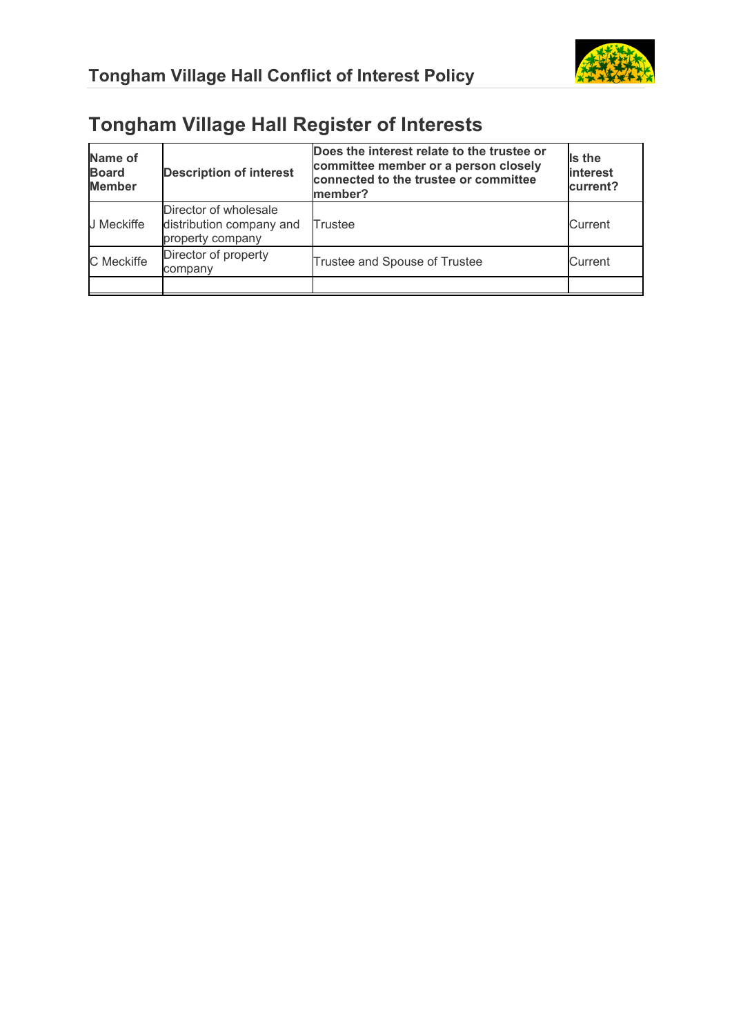# Tongham Village Hall Register of Interests

| Name of Board Member | Description of interest | Does the interest relate to the trustee or committee member or a person closely connected to the trustee or committee member? | Is the interest current? |
|---|---|---|---|
| J Meckiffe | Director of wholesale distribution company and property company | Trustee | Current |
| C Meckiffe | Director of property company | Trustee and Spouse of Trustee | Current |
| | | | |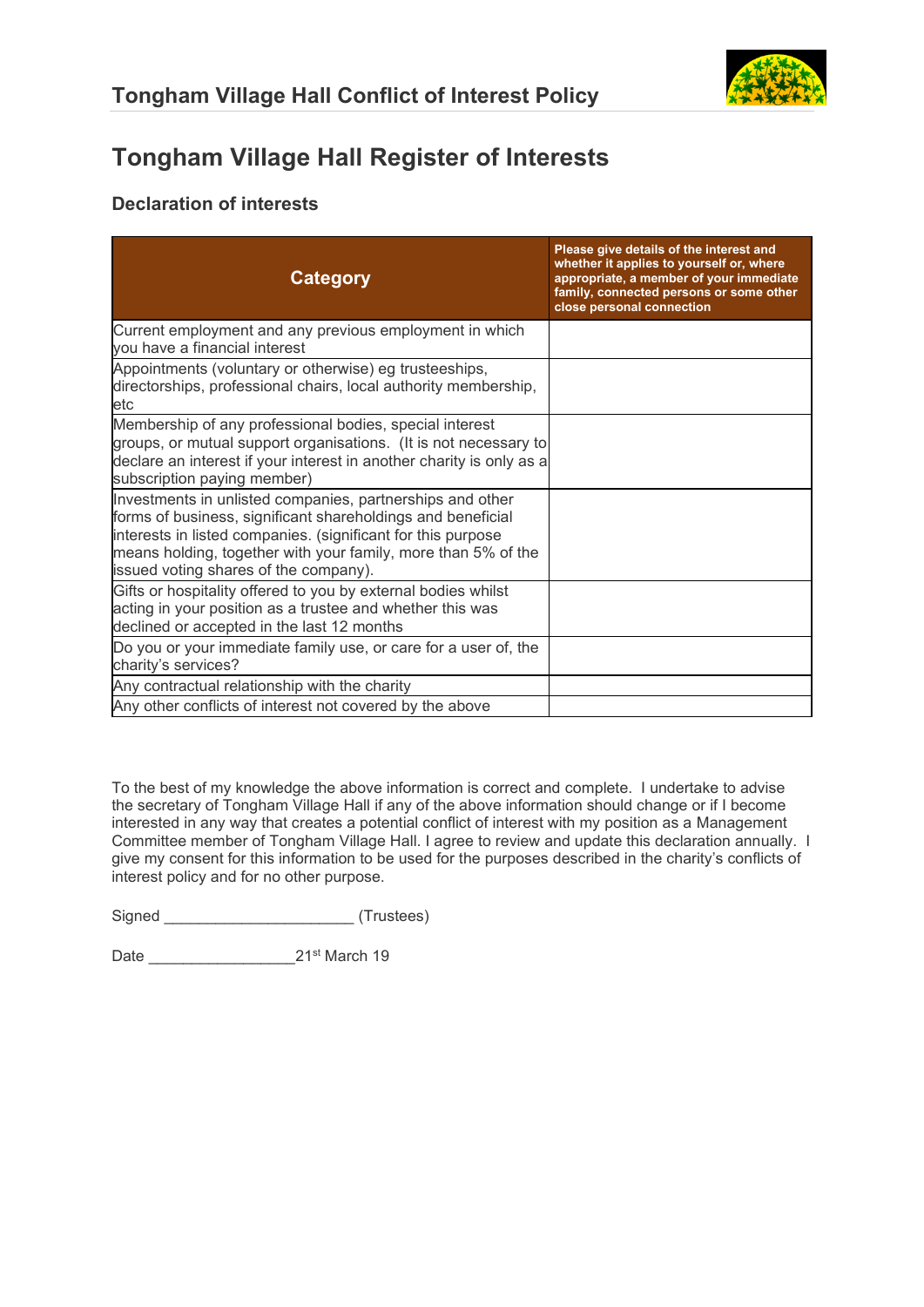## Tongham Village Hall Register of Interests

### Declaration of interests

| Category | Please give details of the interest and whether it applies to yourself or, where appropriate, a member of your immediate family, connected persons or some other close personal connection |
|---|---|
| Current employment and any previous employment in which you have a financial interest | |
| Appointments (voluntary or otherwise) eg trusteeships, directorships, professional chairs, local authority membership, etc | |
| Membership of any professional bodies, special interest groups, or mutual support organisations. (It is not necessary to declare an interest if your interest in another charity is only as a subscription paying member) | |
| Investments in unlisted companies, partnerships and other forms of business, significant shareholdings and beneficial interests in listed companies. (significant for this purpose means holding, together with your family, more than 5% of the issued voting shares of the company). | |
| Gifts or hospitality offered to you by external bodies whilst acting in your position as a trustee and whether this was declined or accepted in the last 12 months | |
| Do you or your immediate family use, or care for a user of, the charity's services? | |
| Any contractual relationship with the charity | |
| Any other conflicts of interest not covered by the above | |

To the best of my knowledge the above information is correct and complete. I undertake to advise the secretary of Tongham Village Hall if any of the above information should change or if I become interested in any way that creates a potential conflict of interest with my position as a Management Committee member of Tongham Village Hall. I agree to review and update this declaration annually. I give my consent for this information to be used for the purposes described in the charity's conflicts of interest policy and for no other purpose.

Signed ______________________ (Trustees)

Date _________________21st March 19